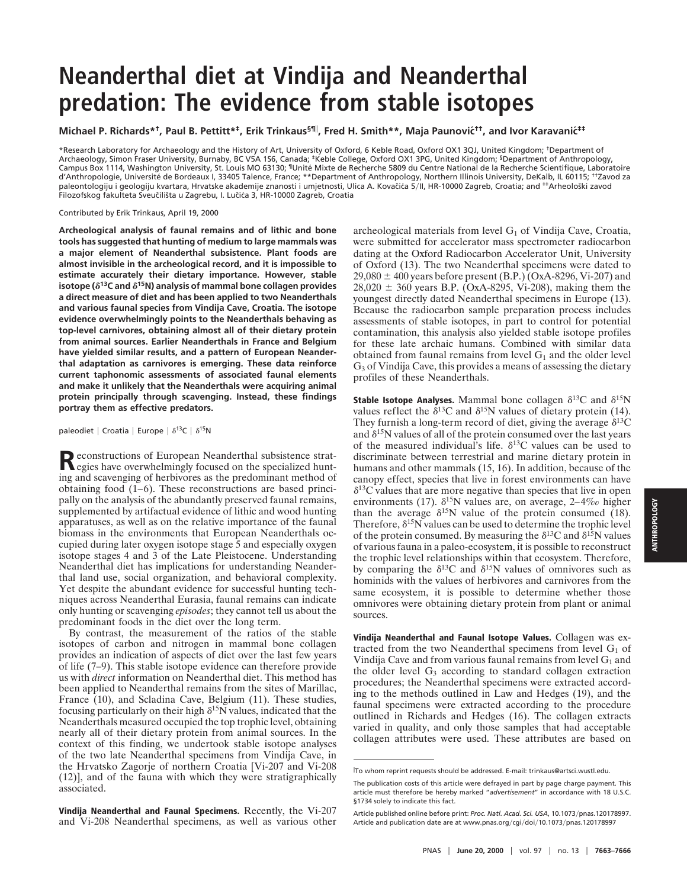# Neanderthal diet at Vindija and Neanderthal predation: The evidence from stable isotopes

Michael P. Richards*[†], Paul B. Pettitt*[‡], Erik Trinkaus[§¶‖], Fred H. Smith**, Maja Paunović[††], and Ivor Karavanić[‡‡]

*Research Laboratory for Archaeology and the History of Art, University of Oxford, 6 Keble Road, Oxford OX1 3QJ, United Kingdom; [†]Department of Archaeology, Simon Fraser University, Burnaby, BC V5A 1S6, Canada; [‡]Keble College, Oxford OX1 3PG, United Kingdom; [§]Department of Anthropology, Campus Box 1114, Washington University, St. Louis MO 63130; [¶]Unité Mixte de Recherche 5809 du Centre National de la Recherche Scientifique, Laboratoire d'Anthropologie, Université de Bordeaux I, 33405 Talence, France; **Department of Anthropology, Northern Illinois University, DeKalb, IL 60115; [††]Zavod za paleontologiju i geologiju kvartara, Hrvatske akademije znanosti i umjetnosti, Ulica A. Kovačića 5/II, HR-10000 Zagreb, Croatia; and [‡‡]Arheološki zavod Filozofskog fakulteta Sveučilišta u Zagrebu, I. Lučića 3, HR-10000 Zagreb, Croatia

Contributed by Erik Trinkaus, April 19, 2000

**Archeological analysis of faunal remains and of lithic and bone tools has suggested that hunting of medium to large mammals was a major element of Neanderthal subsistence. Plant foods are almost invisible in the archeological record, and it is impossible to estimate accurately their dietary importance. However, stable isotope ($\delta^{13}$C and $\delta^{15}$N) analysis of mammal bone collagen provides a direct measure of diet and has been applied to two Neanderthals and various faunal species from Vindija Cave, Croatia. The isotope evidence overwhelmingly points to the Neanderthals behaving as top-level carnivores, obtaining almost all of their dietary protein from animal sources. Earlier Neanderthals in France and Belgium have yielded similar results, and a pattern of European Neanderthal adaptation as carnivores is emerging. These data reinforce current taphonomic assessments of associated faunal elements and make it unlikely that the Neanderthals were acquiring animal protein principally through scavenging. Instead, these findings portray them as effective predators.**

paleodiet | Croatia | Europe | $\delta^{13}$C | $\delta^{15}$N

Reconstructions of European Neanderthal subsistence strategies have overwhelmingly focused on the specialized hunting and scavenging of herbivores as the predominant method of obtaining food (1–6). These reconstructions are based principally on the analysis of the abundantly preserved faunal remains, supplemented by artifactual evidence of lithic and wood hunting apparatuses, as well as on the relative importance of the faunal biomass in the environments that European Neanderthals occupied during later oxygen isotope stage 5 and especially oxygen isotope stages 4 and 3 of the Late Pleistocene. Understanding Neanderthal diet has implications for understanding Neanderthal land use, social organization, and behavioral complexity. Yet despite the abundant evidence for successful hunting techniques across Neanderthal Eurasia, faunal remains can indicate only hunting or scavenging *episodes*; they cannot tell us about the predominant foods in the diet over the long term.

By contrast, the measurement of the ratios of the stable isotopes of carbon and nitrogen in mammal bone collagen provides an indication of aspects of diet over the last few years of life (7–9). This stable isotope evidence can therefore provide us with *direct* information on Neanderthal diet. This method has been applied to Neanderthal remains from the sites of Marillac, France (10), and Scladina Cave, Belgium (11). These studies, focusing particularly on their high $\delta^{15}$N values, indicated that the Neanderthals measured occupied the top trophic level, obtaining nearly all of their dietary protein from animal sources. In the context of this finding, we undertook stable isotope analyses of the two late Neanderthal specimens from Vindija Cave, in the Hrvatsko Zagorje of northern Croatia [Vi-207 and Vi-208 (12)], and of the fauna with which they were stratigraphically associated.

**Vindija Neanderthal and Faunal Specimens.** Recently, the Vi-207 and Vi-208 Neanderthal specimens, as well as various other archeological materials from level $G_1$ of Vindija Cave, Croatia, were submitted for accelerator mass spectrometer radiocarbon dating at the Oxford Radiocarbon Accelerator Unit, University of Oxford (13). The two Neanderthal specimens were dated to 29,080 ± 400 years before present (B.P.) (OxA-8296, Vi-207) and 28,020 ± 360 years B.P. (OxA-8295, Vi-208), making them the youngest directly dated Neanderthal specimens in Europe (13). Because the radiocarbon sample preparation process includes assessments of stable isotopes, in part to control for potential contamination, this analysis also yielded stable isotope profiles for these late archaic humans. Combined with similar data obtained from faunal remains from level $G_1$ and the older level $G_3$ of Vindija Cave, this provides a means of assessing the dietary profiles of these Neanderthals.

**Stable Isotope Analyses.** Mammal bone collagen $\delta^{13}$C and $\delta^{15}$N values reflect the $\delta^{13}$C and $\delta^{15}$N values of dietary protein (14). They furnish a long-term record of diet, giving the average $\delta^{13}$C and $\delta^{15}$N values of all of the protein consumed over the last years of the measured individual's life. $\delta^{13}$C values can be used to discriminate between terrestrial and marine dietary protein in humans and other mammals (15, 16). In addition, because of the canopy effect, species that live in forest environments can have $\delta^{13}$C values that are more negative than species that live in open environments (17). $\delta^{15}$N values are, on average, 2–4‰ higher than the average $\delta^{15}$N value of the protein consumed (18). Therefore, $\delta^{15}$N values can be used to determine the trophic level of the protein consumed. By measuring the $\delta^{13}$C and $\delta^{15}$N values of various fauna in a paleo-ecosystem, it is possible to reconstruct the trophic level relationships within that ecosystem. Therefore, by comparing the $\delta^{13}$C and $\delta^{15}$N values of omnivores such as hominids with the values of herbivores and carnivores from the same ecosystem, it is possible to determine whether those omnivores were obtaining dietary protein from plant or animal sources.

**Vindija Neanderthal and Faunal Isotope Values.** Collagen was extracted from the two Neanderthal specimens from level $G_1$ of Vindija Cave and from various faunal remains from level $G_1$ and the older level $G_3$ according to standard collagen extraction procedures; the Neanderthal specimens were extracted according to the methods outlined in Law and Hedges (19), and the faunal specimens were extracted according to the procedure outlined in Richards and Hedges (16). The collagen extracts varied in quality, and only those samples that had acceptable collagen attributes were used. These attributes are based on

‖To whom reprint requests should be addressed. E-mail: trinkaus@artsci.wustl.edu.

The publication costs of this article were defrayed in part by page charge payment. This article must therefore be hereby marked "*advertisement*" in accordance with 18 U.S.C. §1734 solely to indicate this fact.

Article published online before print: *Proc. Natl. Acad. Sci. USA*, 10.1073/pnas.120178997. Article and publication date are at www.pnas.org/cgi/doi/10.1073/pnas.120178997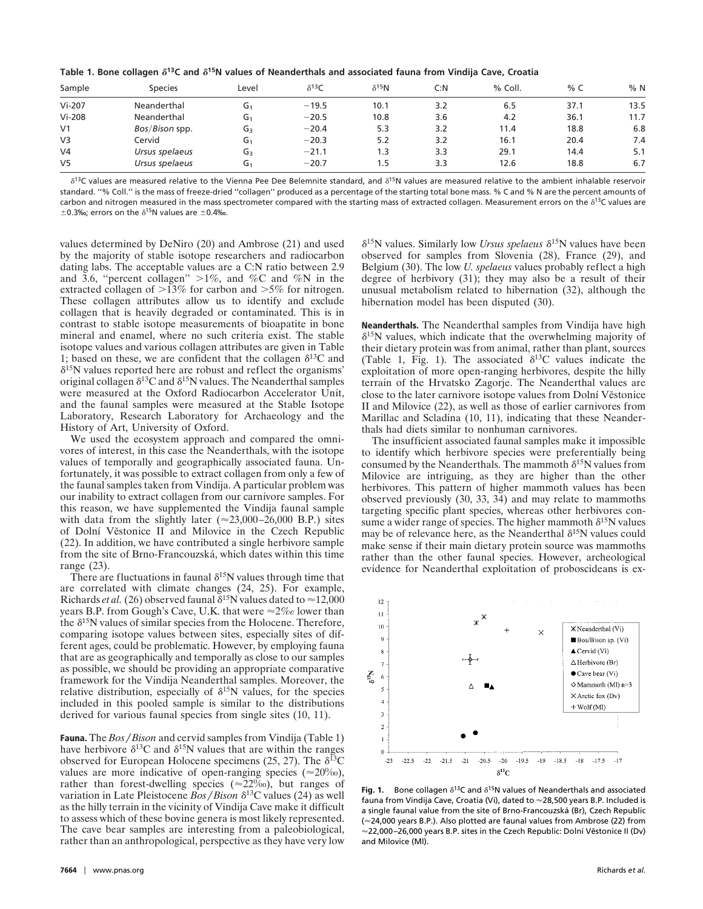**Table 1. Bone collagen $\delta^{13}$C and $\delta^{15}$N values of Neanderthals and associated fauna from Vindija Cave, Croatia**

| Sample | Species | Level | $\delta^{13}$C | $\delta^{15}$N | C:N | % Coll. | % C | % N |
|---|---|---|---|---|---|---|---|---|
| Vi-207 | Neanderthal | $G_1$ | −19.5 | 10.1 | 3.2 | 6.5 | 37.1 | 13.5 |
| Vi-208 | Neanderthal | $G_1$ | −20.5 | 10.8 | 3.6 | 4.2 | 36.1 | 11.7 |
| V1 | *Bos/Bison* spp. | $G_3$ | −20.4 | 5.3 | 3.2 | 11.4 | 18.8 | 6.8 |
| V3 | Cervid | $G_1$ | −20.3 | 5.2 | 3.2 | 16.1 | 20.4 | 7.4 |
| V4 | *Ursus spelaeus* | $G_3$ | −21.1 | 1.3 | 3.3 | 29.1 | 14.4 | 5.1 |
| V5 | *Ursus spelaeus* | $G_1$ | −20.7 | 1.5 | 3.3 | 12.6 | 18.8 | 6.7 |

$\delta^{13}$C values are measured relative to the Vienna Pee Dee Belemnite standard, and $\delta^{15}$N values are measured relative to the ambient inhalable reservoir standard. ''% Coll.'' is the mass of freeze-dried ''collagen'' produced as a percentage of the starting total bone mass. % C and % N are the percent amounts of carbon and nitrogen measured in the mass spectrometer compared with the starting mass of extracted collagen. Measurement errors on the $\delta^{13}$C values are ±0.3‰; errors on the $\delta^{15}$N values are ±0.4‰.

values determined by DeNiro (20) and Ambrose (21) and used by the majority of stable isotope researchers and radiocarbon dating labs. The acceptable values are a C:N ratio between 2.9 and 3.6, ''percent collagen'' >1%, and %C and %N in the extracted collagen of >13% for carbon and >5% for nitrogen. These collagen attributes allow us to identify and exclude collagen that is heavily degraded or contaminated. This is in contrast to stable isotope measurements of bioapatite in bone mineral and enamel, where no such criteria exist. The stable isotope values and various collagen attributes are given in Table 1; based on these, we are confident that the collagen $\delta^{13}$C and $\delta^{15}$N values reported here are robust and reflect the organisms' original collagen $\delta^{13}$C and $\delta^{15}$N values. The Neanderthal samples were measured at the Oxford Radiocarbon Accelerator Unit, and the faunal samples were measured at the Stable Isotope Laboratory, Research Laboratory for Archaeology and the History of Art, University of Oxford.

We used the ecosystem approach and compared the omnivores of interest, in this case the Neanderthals, with the isotope values of temporally and geographically associated fauna. Unfortunately, it was possible to extract collagen from only a few of the faunal samples taken from Vindija. A particular problem was our inability to extract collagen from our carnivore samples. For this reason, we have supplemented the Vindija faunal sample with data from the slightly later (≈23,000–26,000 B.P.) sites of Dolní Věstonice II and Milovice in the Czech Republic (22). In addition, we have contributed a single herbivore sample from the site of Brno-Francouzská, which dates within this time range (23).

There are fluctuations in faunal $\delta^{15}$N values through time that are correlated with climate changes (24, 25). For example, Richards *et al.* (26) observed faunal $\delta^{15}$N values dated to ≈12,000 years B.P. from Gough's Cave, U.K. that were ≈2‰ lower than the $\delta^{15}$N values of similar species from the Holocene. Therefore, comparing isotope values between sites, especially sites of different ages, could be problematic. However, by employing fauna that are as geographically and temporally as close to our samples as possible, we should be providing an appropriate comparative framework for the Vindija Neanderthal samples. Moreover, the relative distribution, especially of $\delta^{15}$N values, for the species included in this pooled sample is similar to the distributions derived for various faunal species from single sites (10, 11).

**Fauna.** The *Bos/Bison* and cervid samples from Vindija (Table 1) have herbivore $\delta^{13}$C and $\delta^{15}$N values that are within the ranges observed for European Holocene specimens (25, 27). The $\delta^{13}$C values are more indicative of open-ranging species (≈20‰), rather than forest-dwelling species (≈22‰), but ranges of variation in Late Pleistocene *Bos/Bison* $\delta^{13}$C values (24) as well as the hilly terrain in the vicinity of Vindija Cave make it difficult to assess which of these bovine genera is most likely represented. The cave bear samples are interesting from a paleobiological, rather than an anthropological, perspective as they have very low $\delta^{15}$N values. Similarly low *Ursus spelaeus* $\delta^{15}$N values have been observed for samples from Slovenia (28), France (29), and Belgium (30). The low *U. spelaeus* values probably reflect a high degree of herbivory (31); they may also be a result of their unusual metabolism related to hibernation (32), although the hibernation model has been disputed (30).

**Neanderthals.** The Neanderthal samples from Vindija have high $\delta^{15}$N values, which indicate that the overwhelming majority of their dietary protein was from animal, rather than plant, sources (Table 1, Fig. 1). The associated $\delta^{13}$C values indicate the exploitation of more open-ranging herbivores, despite the hilly terrain of the Hrvatsko Zagorje. The Neanderthal values are close to the later carnivore isotope values from Dolní Věstonice II and Milovice (22), as well as those of earlier carnivores from Marillac and Scladina (10, 11), indicating that these Neanderthals had diets similar to nonhuman carnivores.

The insufficient associated faunal samples make it impossible to identify which herbivore species were preferentially being consumed by the Neanderthals. The mammoth $\delta^{15}$N values from Milovice are intriguing, as they are higher than the other herbivores. This pattern of higher mammoth values has been observed previously (30, 33, 34) and may relate to mammoths targeting specific plant species, whereas other herbivores consume a wider range of species. The higher mammoth $\delta^{15}$N values may be of relevance here, as the Neanderthal $\delta^{15}$N values could make sense if their main dietary protein source was mammoths rather than the other faunal species. However, archeological evidence for Neanderthal exploitation of proboscideans is ex-

**Fig. 1.** Bone collagen $\delta^{13}$C and $\delta^{15}$N values of Neanderthals and associated fauna from Vindija Cave, Croatia (Vi), dated to ≈28,500 years B.P. Included is a single faunal value from the site of Brno-Francouzská (Br), Czech Republic (≈24,000 years B.P.). Also plotted are faunal values from Ambrose (22) from ≈22,000–26,000 years B.P. sites in the Czech Republic: Dolní Věstonice II (Dv) and Milovice (Ml).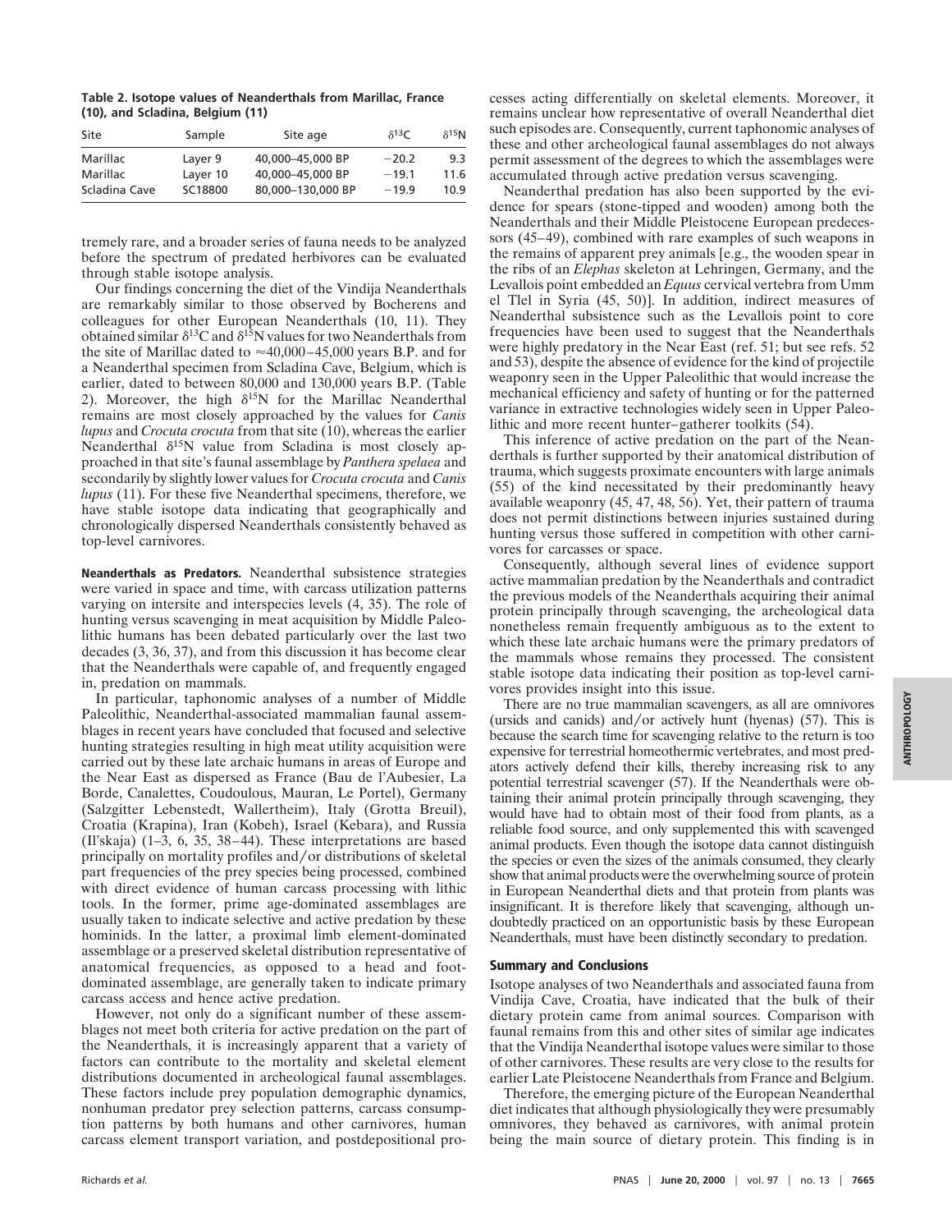**Table 2. Isotope values of Neanderthals from Marillac, France (10), and Scladina, Belgium (11)**

| Site | Sample | Site age | $\delta^{13}C$ | $\delta^{15}N$ |
|---|---|---|---|---|
| Marillac | Layer 9 | 40,000–45,000 BP | −20.2 | 9.3 |
| Marillac | Layer 10 | 40,000–45,000 BP | −19.1 | 11.6 |
| Scladina Cave | SC18800 | 80,000–130,000 BP | −19.9 | 10.9 |

tremely rare, and a broader series of fauna needs to be analyzed before the spectrum of predated herbivores can be evaluated through stable isotope analysis.

Our findings concerning the diet of the Vindija Neanderthals are remarkably similar to those observed by Bocherens and colleagues for other European Neanderthals (10, 11). They obtained similar $\delta^{13}C$ and $\delta^{15}N$ values for two Neanderthals from the site of Marillac dated to ≈40,000–45,000 years B.P. and for a Neanderthal specimen from Scladina Cave, Belgium, which is earlier, dated to between 80,000 and 130,000 years B.P. (Table 2). Moreover, the high $\delta^{15}N$ for the Marillac Neanderthal remains are most closely approached by the values for *Canis lupus* and *Crocuta crocuta* from that site (10), whereas the earlier Neanderthal $\delta^{15}N$ value from Scladina is most closely approached in that site's faunal assemblage by *Panthera spelaea* and secondarily by slightly lower values for *Crocuta crocuta* and *Canis lupus* (11). For these five Neanderthal specimens, therefore, we have stable isotope data indicating that geographically and chronologically dispersed Neanderthals consistently behaved as top-level carnivores.

**Neanderthals as Predators.** Neanderthal subsistence strategies were varied in space and time, with carcass utilization patterns varying on intersite and interspecies levels (4, 35). The role of hunting versus scavenging in meat acquisition by Middle Paleolithic humans has been debated particularly over the last two decades (3, 36, 37), and from this discussion it has become clear that the Neanderthals were capable of, and frequently engaged in, predation on mammals.

In particular, taphonomic analyses of a number of Middle Paleolithic, Neanderthal-associated mammalian faunal assemblages in recent years have concluded that focused and selective hunting strategies resulting in high meat utility acquisition were carried out by these late archaic humans in areas of Europe and the Near East as dispersed as France (Bau de l'Aubesier, La Borde, Canalettes, Coudoulous, Mauran, Le Portel), Germany (Salzgitter Lebenstedt, Wallertheim), Italy (Grotta Breuil), Croatia (Krapina), Iran (Kobeh), Israel (Kebara), and Russia (Il'skaja) (1–3, 6, 35, 38–44). These interpretations are based principally on mortality profiles and/or distributions of skeletal part frequencies of the prey species being processed, combined with direct evidence of human carcass processing with lithic tools. In the former, prime age-dominated assemblages are usually taken to indicate selective and active predation by these hominids. In the latter, a proximal limb element-dominated assemblage or a preserved skeletal distribution representative of anatomical frequencies, as opposed to a head and foot-dominated assemblage, are generally taken to indicate primary carcass access and hence active predation.

However, not only do a significant number of these assemblages not meet both criteria for active predation on the part of the Neanderthals, it is increasingly apparent that a variety of factors can contribute to the mortality and skeletal element distributions documented in archeological faunal assemblages. These factors include prey population demographic dynamics, nonhuman predator prey selection patterns, carcass consumption patterns by both humans and other carnivores, human carcass element transport variation, and postdepositional processes acting differentially on skeletal elements. Moreover, it remains unclear how representative of overall Neanderthal diet such episodes are. Consequently, current taphonomic analyses of these and other archeological faunal assemblages do not always permit assessment of the degrees to which the assemblages were accumulated through active predation versus scavenging.

Neanderthal predation has also been supported by the evidence for spears (stone-tipped and wooden) among both the Neanderthals and their Middle Pleistocene European predecessors (45–49), combined with rare examples of such weapons in the remains of apparent prey animals [e.g., the wooden spear in the ribs of an *Elephas* skeleton at Lehringen, Germany, and the Levallois point embedded an *Equus* cervical vertebra from Umm el Tlel in Syria (45, 50)]. In addition, indirect measures of Neanderthal subsistence such as the Levallois point to core frequencies have been used to suggest that the Neanderthals were highly predatory in the Near East (ref. 51; but see refs. 52 and 53), despite the absence of evidence for the kind of projectile weaponry seen in the Upper Paleolithic that would increase the mechanical efficiency and safety of hunting or for the patterned variance in extractive technologies widely seen in Upper Paleolithic and more recent hunter–gatherer toolkits (54).

This inference of active predation on the part of the Neanderthals is further supported by their anatomical distribution of trauma, which suggests proximate encounters with large animals (55) of the kind necessitated by their predominantly heavy available weaponry (45, 47, 48, 56). Yet, their pattern of trauma does not permit distinctions between injuries sustained during hunting versus those suffered in competition with other carnivores for carcasses or space.

Consequently, although several lines of evidence support active mammalian predation by the Neanderthals and contradict the previous models of the Neanderthals acquiring their animal protein principally through scavenging, the archeological data nonetheless remain frequently ambiguous as to the extent to which these late archaic humans were the primary predators of the mammals whose remains they processed. The consistent stable isotope data indicating their position as top-level carnivores provides insight into this issue.

There are no true mammalian scavengers, as all are omnivores (ursids and canids) and/or actively hunt (hyenas) (57). This is because the search time for scavenging relative to the return is too expensive for terrestrial homeothermic vertebrates, and most predators actively defend their kills, thereby increasing risk to any potential terrestrial scavenger (57). If the Neanderthals were obtaining their animal protein principally through scavenging, they would have had to obtain most of their food from plants, as a reliable food source, and only supplemented this with scavenged animal products. Even though the isotope data cannot distinguish the species or even the sizes of the animals consumed, they clearly show that animal products were the overwhelming source of protein in European Neanderthal diets and that protein from plants was insignificant. It is therefore likely that scavenging, although undoubtedly practiced on an opportunistic basis by these European Neanderthals, must have been distinctly secondary to predation.

## Summary and Conclusions

Isotope analyses of two Neanderthals and associated fauna from Vindija Cave, Croatia, have indicated that the bulk of their dietary protein came from animal sources. Comparison with faunal remains from this and other sites of similar age indicates that the Vindija Neanderthal isotope values were similar to those of other carnivores. These results are very close to the results for earlier Late Pleistocene Neanderthals from France and Belgium.

Therefore, the emerging picture of the European Neanderthal diet indicates that although physiologically they were presumably omnivores, they behaved as carnivores, with animal protein being the main source of dietary protein. This finding is in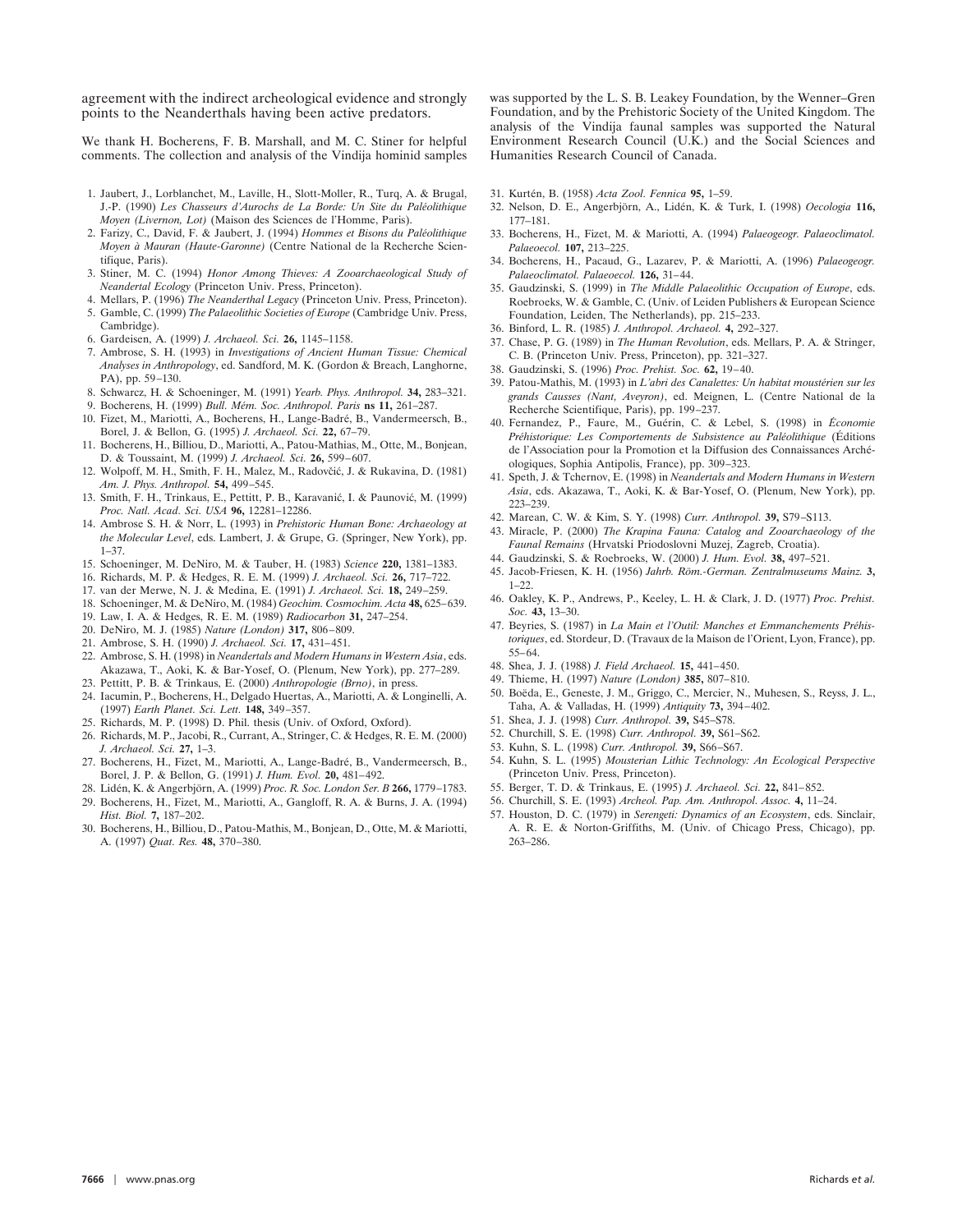agreement with the indirect archeological evidence and strongly points to the Neanderthals having been active predators.

We thank H. Bocherens, F. B. Marshall, and M. C. Stiner for helpful comments. The collection and analysis of the Vindija hominid samples was supported by the L. S. B. Leakey Foundation, by the Wenner–Gren Foundation, and by the Prehistoric Society of the United Kingdom. The analysis of the Vindija faunal samples was supported the Natural Environment Research Council (U.K.) and the Social Sciences and Humanities Research Council of Canada.

1. Jaubert, J., Lorblanchet, M., Laville, H., Slott-Moller, R., Turq, A. & Brugal, J.-P. (1990) *Les Chasseurs d'Aurochs de La Borde: Un Site du Paléolithique Moyen (Livernon, Lot)* (Maison des Sciences de l'Homme, Paris).
2. Farizy, C., David, F. & Jaubert, J. (1994) *Hommes et Bisons du Paléolithique Moyen à Mauran (Haute-Garonne)* (Centre National de la Recherche Scientifique, Paris).
3. Stiner, M. C. (1994) *Honor Among Thieves: A Zooarchaeological Study of Neandertal Ecology* (Princeton Univ. Press, Princeton).
4. Mellars, P. (1996) *The Neanderthal Legacy* (Princeton Univ. Press, Princeton).
5. Gamble, C. (1999) *The Palaeolithic Societies of Europe* (Cambridge Univ. Press, Cambridge).
6. Gardeisen, A. (1999) *J. Archaeol. Sci.* **26,** 1145–1158.
7. Ambrose, S. H. (1993) in *Investigations of Ancient Human Tissue: Chemical Analyses in Anthropology*, ed. Sandford, M. K. (Gordon & Breach, Langhorne, PA), pp. 59–130.
8. Schwarcz, H. & Schoeninger, M. (1991) *Yearb. Phys. Anthropol.* **34,** 283–321.
9. Bocherens, H. (1999) *Bull. Mém. Soc. Anthropol. Paris* **ns 11,** 261–287.
10. Fizet, M., Mariotti, A., Bocherens, H., Lange-Badré, B., Vandermeersch, B., Borel, J. & Bellon, G. (1995) *J. Archaeol. Sci.* **22,** 67–79.
11. Bocherens, H., Billiou, D., Mariotti, A., Patou-Mathias, M., Otte, M., Bonjean, D. & Toussaint, M. (1999) *J. Archaeol. Sci.* **26,** 599–607.
12. Wolpoff, M. H., Smith, F. H., Malez, M., Radovčić, J. & Rukavina, D. (1981) *Am. J. Phys. Anthropol.* **54,** 499–545.
13. Smith, F. H., Trinkaus, E., Pettitt, P. B., Karavanić, I. & Paunović, M. (1999) *Proc. Natl. Acad. Sci. USA* **96,** 12281–12286.
14. Ambrose S. H. & Norr, L. (1993) in *Prehistoric Human Bone: Archaeology at the Molecular Level*, eds. Lambert, J. & Grupe, G. (Springer, New York), pp. 1–37.
15. Schoeninger, M. DeNiro, M. & Tauber, H. (1983) *Science* **220,** 1381–1383.
16. Richards, M. P. & Hedges, R. E. M. (1999) *J. Archaeol. Sci.* **26,** 717–722.
17. van der Merwe, N. J. & Medina, E. (1991) *J. Archaeol. Sci.* **18,** 249–259.
18. Schoeninger, M. & DeNiro, M. (1984) *Geochim. Cosmochim. Acta* **48,** 625–639.
19. Law, I. A. & Hedges, R. E. M. (1989) *Radiocarbon* **31,** 247–254.
20. DeNiro, M. J. (1985) *Nature (London)* **317,** 806–809.
21. Ambrose, S. H. (1990) *J. Archaeol. Sci.* **17,** 431–451.
22. Ambrose, S. H. (1998) in *Neandertals and Modern Humans in Western Asia*, eds. Akazawa, T., Aoki, K. & Bar-Yosef, O. (Plenum, New York), pp. 277–289.
23. Pettitt, P. B. & Trinkaus, E. (2000) *Anthropologie (Brno)*, in press.
24. Iacumin, P., Bocherens, H., Delgado Huertas, A., Mariotti, A. & Longinelli, A. (1997) *Earth Planet. Sci. Lett.* **148,** 349–357.
25. Richards, M. P. (1998) D. Phil. thesis (Univ. of Oxford, Oxford).
26. Richards, M. P., Jacobi, R., Currant, A., Stringer, C. & Hedges, R. E. M. (2000) *J. Archaeol. Sci.* **27,** 1–3.
27. Bocherens, H., Fizet, M., Mariotti, A., Lange-Badré, B., Vandermeersch, B., Borel, J. P. & Bellon, G. (1991) *J. Hum. Evol.* **20,** 481–492.
28. Lidén, K. & Angerbjörn, A. (1999) *Proc. R. Soc. London Ser. B* **266,** 1779–1783.
29. Bocherens, H., Fizet, M., Mariotti, A., Gangloff, R. A. & Burns, J. A. (1994) *Hist. Biol.* **7,** 187–202.
30. Bocherens, H., Billiou, D., Patou-Mathis, M., Bonjean, D., Otte, M. & Mariotti, A. (1997) *Quat. Res.* **48,** 370–380.
31. Kurtén, B. (1958) *Acta Zool. Fennica* **95,** 1–59.
32. Nelson, D. E., Angerbjörn, A., Lidén, K. & Turk, I. (1998) *Oecologia* **116,** 177–181.
33. Bocherens, H., Fizet, M. & Mariotti, A. (1994) *Palaeogeogr. Palaeoclimatol. Palaeoecol.* **107,** 213–225.
34. Bocherens, H., Pacaud, G., Lazarev, P. & Mariotti, A. (1996) *Palaeogeogr. Palaeoclimatol. Palaeoecol.* **126,** 31–44.
35. Gaudzinski, S. (1999) in *The Middle Palaeolithic Occupation of Europe*, eds. Roebroeks, W. & Gamble, C. (Univ. of Leiden Publishers & European Science Foundation, Leiden, The Netherlands), pp. 215–233.
36. Binford, L. R. (1985) *J. Anthropol. Archaeol.* **4,** 292–327.
37. Chase, P. G. (1989) in *The Human Revolution*, eds. Mellars, P. A. & Stringer, C. B. (Princeton Univ. Press, Princeton), pp. 321–327.
38. Gaudzinski, S. (1996) *Proc. Prehist. Soc.* **62,** 19–40.
39. Patou-Mathis, M. (1993) in *L'abri des Canalettes: Un habitat moustérien sur les grands Causses (Nant, Aveyron)*, ed. Meignen, L. (Centre National de la Recherche Scientifique, Paris), pp. 199–237.
40. Fernandez, P., Faure, M., Guérin, C. & Lebel, S. (1998) in *Économie Préhistorique: Les Comportements de Subsistence au Paléolithique* (Éditions de l'Association pour la Promotion et la Diffusion des Connaissances Archéologiques, Sophia Antipolis, France), pp. 309–323.
41. Speth, J. & Tchernov, E. (1998) in *Neandertals and Modern Humans in Western Asia*, eds. Akazawa, T., Aoki, K. & Bar-Yosef, O. (Plenum, New York), pp. 223–239.
42. Marean, C. W. & Kim, S. Y. (1998) *Curr. Anthropol.* **39,** S79–S113.
43. Miracle, P. (2000) *The Krapina Fauna: Catalog and Zooarchaeology of the Faunal Remains* (Hrvatski Priodoslovni Muzej, Zagreb, Croatia).
44. Gaudzinski, S. & Roebroeks, W. (2000) *J. Hum. Evol.* **38,** 497–521.
45. Jacob-Friesen, K. H. (1956) *Jahrb. Röm.-German. Zentralmuseums Mainz.* **3,** 1–22.
46. Oakley, K. P., Andrews, P., Keeley, L. H. & Clark, J. D. (1977) *Proc. Prehist. Soc.* **43,** 13–30.
47. Beyries, S. (1987) in *La Main et l'Outil: Manches et Emmanchements Préhistoriques*, ed. Stordeur, D. (Travaux de la Maison de l'Orient, Lyon, France), pp. 55–64.
48. Shea, J. J. (1988) *J. Field Archaeol.* **15,** 441–450.
49. Thieme, H. (1997) *Nature (London)* **385,** 807–810.
50. Boëda, E., Geneste, J. M., Griggo, C., Mercier, N., Muhesen, S., Reyss, J. L., Taha, A. & Valladas, H. (1999) *Antiquity* **73,** 394–402.
51. Shea, J. J. (1998) *Curr. Anthropol.* **39,** S45–S78.
52. Churchill, S. E. (1998) *Curr. Anthropol.* **39,** S61–S62.
53. Kuhn, S. L. (1998) *Curr. Anthropol.* **39,** S66–S67.
54. Kuhn, S. L. (1995) *Mousterian Lithic Technology: An Ecological Perspective* (Princeton Univ. Press, Princeton).
55. Berger, T. D. & Trinkaus, E. (1995) *J. Archaeol. Sci.* **22,** 841–852.
56. Churchill, S. E. (1993) *Archeol. Pap. Am. Anthropol. Assoc.* **4,** 11–24.
57. Houston, D. C. (1979) in *Serengeti: Dynamics of an Ecosystem*, eds. Sinclair, A. R. E. & Norton-Griffiths, M. (Univ. of Chicago Press, Chicago), pp. 263–286.